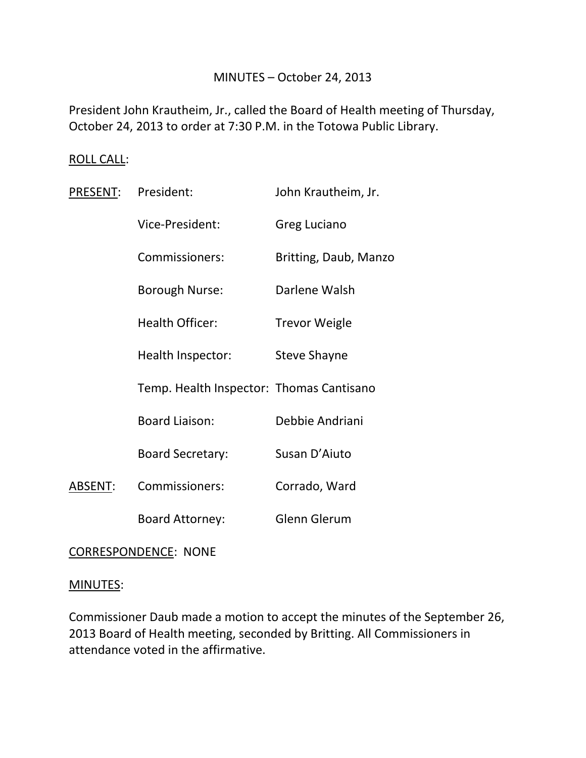MINUTES – October 24, 2013

President John Krautheim, Jr., called the Board of Health meeting of Thursday, October 24, 2013 to order at 7:30 P.M. in the Totowa Public Library.

ROLL CALL:

| | | |
|---|---|---|
| PRESENT: | President: | John Krautheim, Jr. |
| | Vice-President: | Greg Luciano |
| | Commissioners: | Britting, Daub, Manzo |
| | Borough Nurse: | Darlene Walsh |
| | Health Officer: | Trevor Weigle |
| | Health Inspector: | Steve Shayne |
| | Temp. Health Inspector: | Thomas Cantisano |
| | Board Liaison: | Debbie Andriani |
| | Board Secretary: | Susan D'Aiuto |
| ABSENT: | Commissioners: | Corrado, Ward |
| | Board Attorney: | Glenn Glerum |

CORRESPONDENCE: NONE

MINUTES:

Commissioner Daub made a motion to accept the minutes of the September 26, 2013 Board of Health meeting, seconded by Britting. All Commissioners in attendance voted in the affirmative.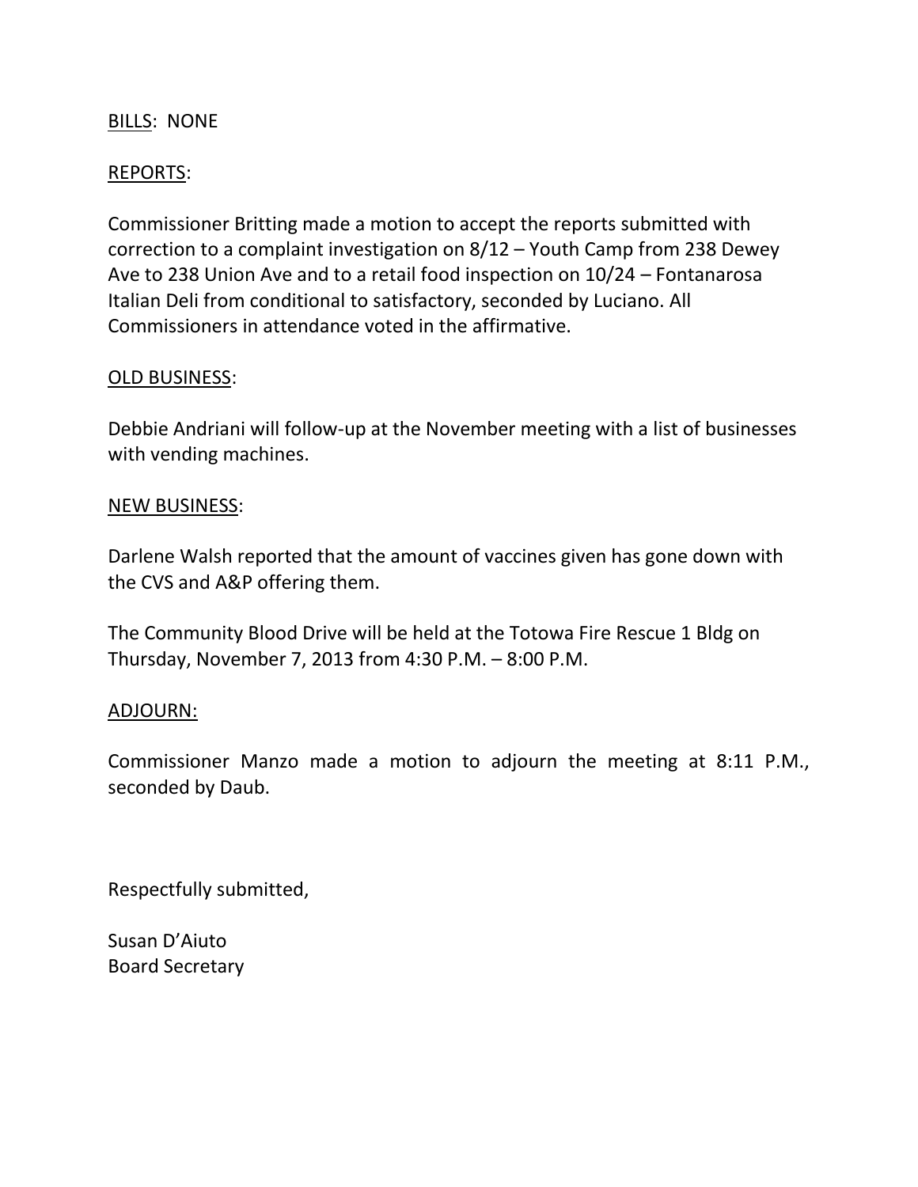<u>BILLS</u>: NONE

<u>REPORTS</u>:

Commissioner Britting made a motion to accept the reports submitted with correction to a complaint investigation on 8/12 – Youth Camp from 238 Dewey Ave to 238 Union Ave and to a retail food inspection on 10/24 – Fontanarosa Italian Deli from conditional to satisfactory, seconded by Luciano. All Commissioners in attendance voted in the affirmative.

<u>OLD BUSINESS</u>:

Debbie Andriani will follow-up at the November meeting with a list of businesses with vending machines.

<u>NEW BUSINESS</u>:

Darlene Walsh reported that the amount of vaccines given has gone down with the CVS and A&P offering them.

The Community Blood Drive will be held at the Totowa Fire Rescue 1 Bldg on Thursday, November 7, 2013 from 4:30 P.M. – 8:00 P.M.

<u>ADJOURN:</u>

Commissioner Manzo made a motion to adjourn the meeting at 8:11 P.M., seconded by Daub.

Respectfully submitted,

Susan D'Aiuto
Board Secretary